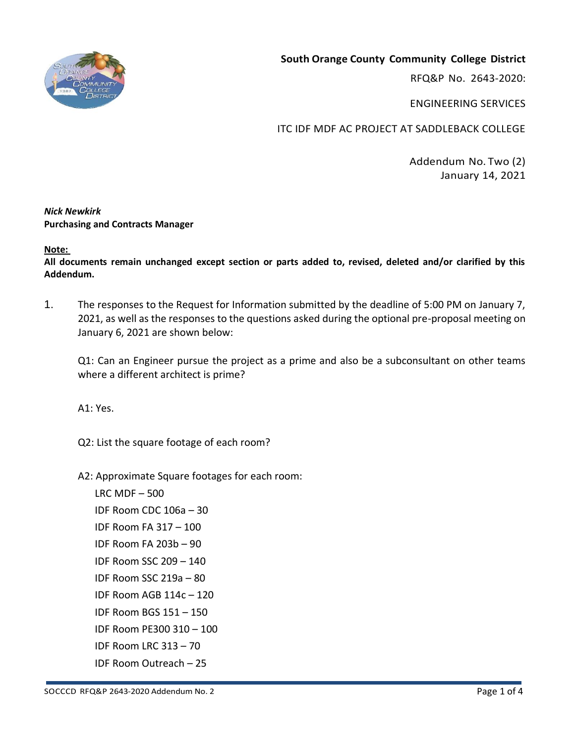**South Orange County Community College District**

RFQ&P No. 2643-2020:

ENGINEERING SERVICES

ITC IDF MDF AC PROJECT AT SADDLEBACK COLLEGE

Addendum No. Two (2)
January 14, 2021

***Nick Newkirk***
**Purchasing and Contracts Manager**

**Note:**
**All documents remain unchanged except section or parts added to, revised, deleted and/or clarified by this Addendum.**

1. The responses to the Request for Information submitted by the deadline of 5:00 PM on January 7, 2021, as well as the responses to the questions asked during the optional pre-proposal meeting on January 6, 2021 are shown below:

   Q1: Can an Engineer pursue the project as a prime and also be a subconsultant on other teams where a different architect is prime?

   A1: Yes.

   Q2: List the square footage of each room?

   A2: Approximate Square footages for each room:

   - LRC MDF – 500
   - IDF Room CDC 106a – 30
   - IDF Room FA 317 – 100
   - IDF Room FA 203b – 90
   - IDF Room SSC 209 – 140
   - IDF Room SSC 219a – 80
   - IDF Room AGB 114c – 120
   - IDF Room BGS 151 – 150
   - IDF Room PE300 310 – 100
   - IDF Room LRC 313 – 70
   - IDF Room Outreach – 25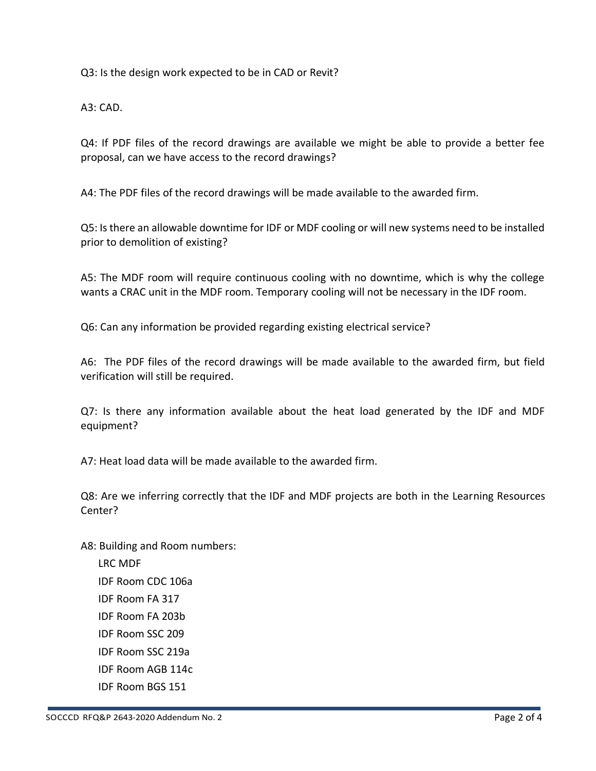Q3: Is the design work expected to be in CAD or Revit?

A3: CAD.

Q4: If PDF files of the record drawings are available we might be able to provide a better fee proposal, can we have access to the record drawings?

A4: The PDF files of the record drawings will be made available to the awarded firm.

Q5: Is there an allowable downtime for IDF or MDF cooling or will new systems need to be installed prior to demolition of existing?

A5: The MDF room will require continuous cooling with no downtime, which is why the college wants a CRAC unit in the MDF room. Temporary cooling will not be necessary in the IDF room.

Q6: Can any information be provided regarding existing electrical service?

A6: The PDF files of the record drawings will be made available to the awarded firm, but field verification will still be required.

Q7: Is there any information available about the heat load generated by the IDF and MDF equipment?

A7: Heat load data will be made available to the awarded firm.

Q8: Are we inferring correctly that the IDF and MDF projects are both in the Learning Resources Center?

A8: Building and Room numbers:

- LRC MDF
- IDF Room CDC 106a
- IDF Room FA 317
- IDF Room FA 203b
- IDF Room SSC 209
- IDF Room SSC 219a
- IDF Room AGB 114c
- IDF Room BGS 151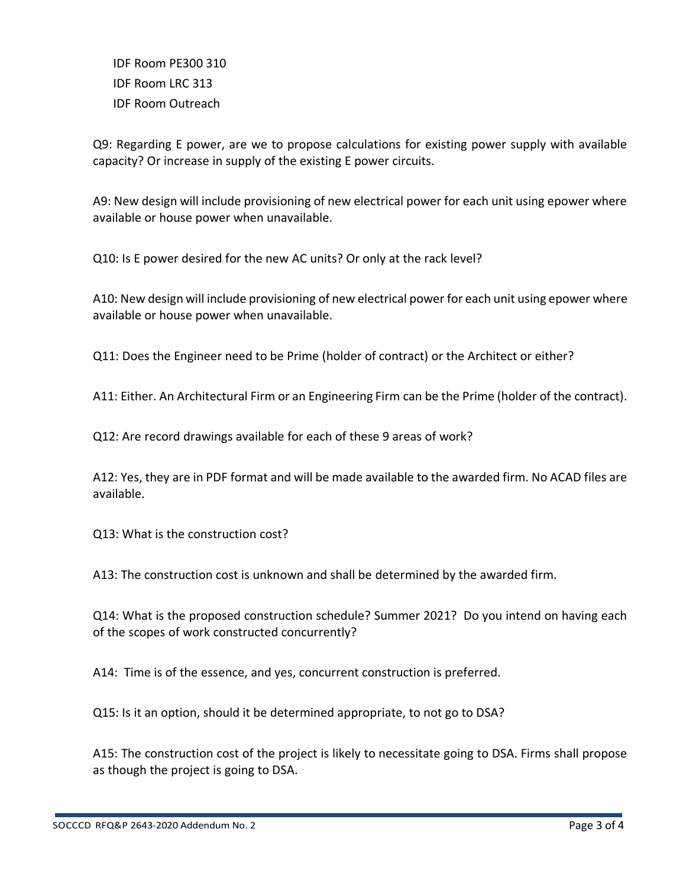IDF Room PE300 310
IDF Room LRC 313
IDF Room Outreach

Q9: Regarding E power, are we to propose calculations for existing power supply with available capacity? Or increase in supply of the existing E power circuits.

A9: New design will include provisioning of new electrical power for each unit using epower where available or house power when unavailable.

Q10: Is E power desired for the new AC units? Or only at the rack level?

A10: New design will include provisioning of new electrical power for each unit using epower where available or house power when unavailable.

Q11: Does the Engineer need to be Prime (holder of contract) or the Architect or either?

A11: Either. An Architectural Firm or an Engineering Firm can be the Prime (holder of the contract).

Q12: Are record drawings available for each of these 9 areas of work?

A12: Yes, they are in PDF format and will be made available to the awarded firm. No ACAD files are available.

Q13: What is the construction cost?

A13: The construction cost is unknown and shall be determined by the awarded firm.

Q14: What is the proposed construction schedule? Summer 2021? Do you intend on having each of the scopes of work constructed concurrently?

A14: Time is of the essence, and yes, concurrent construction is preferred.

Q15: Is it an option, should it be determined appropriate, to not go to DSA?

A15: The construction cost of the project is likely to necessitate going to DSA. Firms shall propose as though the project is going to DSA.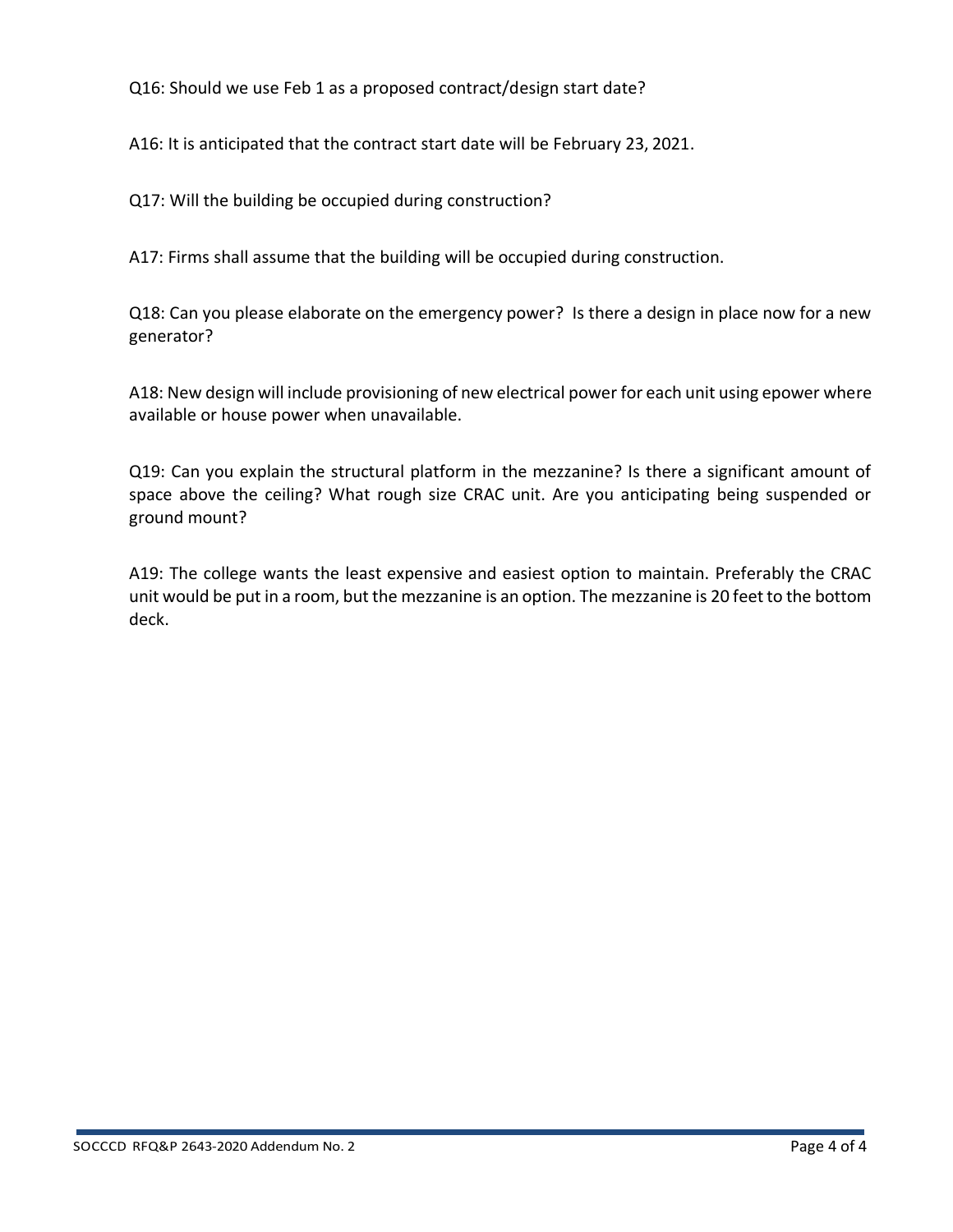Q16: Should we use Feb 1 as a proposed contract/design start date?

A16: It is anticipated that the contract start date will be February 23, 2021.

Q17: Will the building be occupied during construction?

A17: Firms shall assume that the building will be occupied during construction.

Q18: Can you please elaborate on the emergency power? Is there a design in place now for a new generator?

A18: New design will include provisioning of new electrical power for each unit using epower where available or house power when unavailable.

Q19: Can you explain the structural platform in the mezzanine? Is there a significant amount of space above the ceiling? What rough size CRAC unit. Are you anticipating being suspended or ground mount?

A19: The college wants the least expensive and easiest option to maintain. Preferably the CRAC unit would be put in a room, but the mezzanine is an option. The mezzanine is 20 feet to the bottom deck.